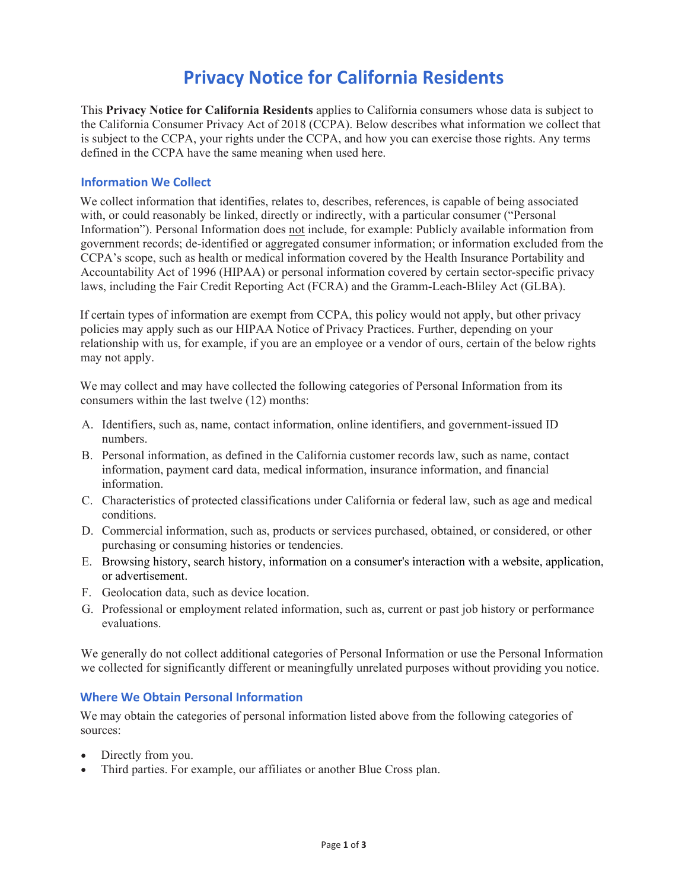# Privacy Notice for California Residents

This **Privacy Notice for California Residents** applies to California consumers whose data is subject to the California Consumer Privacy Act of 2018 (CCPA). Below describes what information we collect that is subject to the CCPA, your rights under the CCPA, and how you can exercise those rights. Any terms defined in the CCPA have the same meaning when used here.

## Information We Collect

We collect information that identifies, relates to, describes, references, is capable of being associated with, or could reasonably be linked, directly or indirectly, with a particular consumer ("Personal Information"). Personal Information does not include, for example: Publicly available information from government records; de-identified or aggregated consumer information; or information excluded from the CCPA's scope, such as health or medical information covered by the Health Insurance Portability and Accountability Act of 1996 (HIPAA) or personal information covered by certain sector-specific privacy laws, including the Fair Credit Reporting Act (FCRA) and the Gramm-Leach-Bliley Act (GLBA).

If certain types of information are exempt from CCPA, this policy would not apply, but other privacy policies may apply such as our HIPAA Notice of Privacy Practices. Further, depending on your relationship with us, for example, if you are an employee or a vendor of ours, certain of the below rights may not apply.

We may collect and may have collected the following categories of Personal Information from its consumers within the last twelve (12) months:

A. Identifiers, such as, name, contact information, online identifiers, and government-issued ID numbers.
B. Personal information, as defined in the California customer records law, such as name, contact information, payment card data, medical information, insurance information, and financial information.
C. Characteristics of protected classifications under California or federal law, such as age and medical conditions.
D. Commercial information, such as, products or services purchased, obtained, or considered, or other purchasing or consuming histories or tendencies.
E. Browsing history, search history, information on a consumer's interaction with a website, application, or advertisement.
F. Geolocation data, such as device location.
G. Professional or employment related information, such as, current or past job history or performance evaluations.

We generally do not collect additional categories of Personal Information or use the Personal Information we collected for significantly different or meaningfully unrelated purposes without providing you notice.

## Where We Obtain Personal Information

We may obtain the categories of personal information listed above from the following categories of sources:

- Directly from you.
- Third parties. For example, our affiliates or another Blue Cross plan.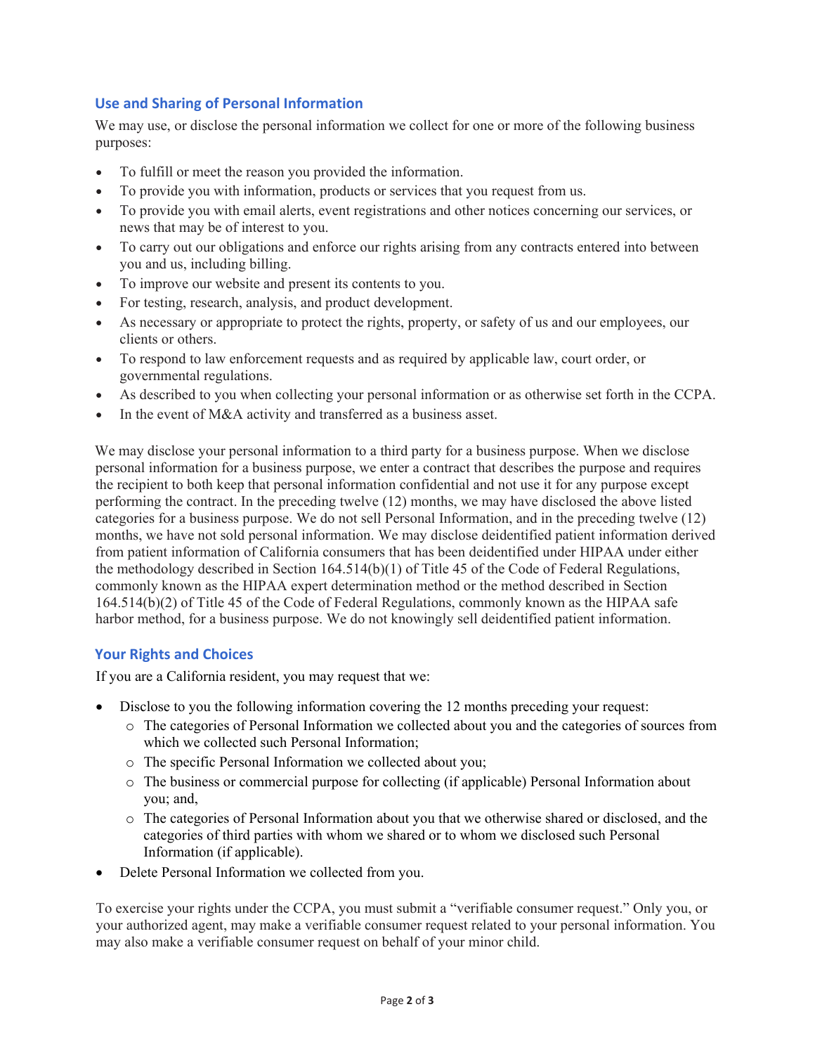## Use and Sharing of Personal Information

We may use, or disclose the personal information we collect for one or more of the following business purposes:

- To fulfill or meet the reason you provided the information.
- To provide you with information, products or services that you request from us.
- To provide you with email alerts, event registrations and other notices concerning our services, or news that may be of interest to you.
- To carry out our obligations and enforce our rights arising from any contracts entered into between you and us, including billing.
- To improve our website and present its contents to you.
- For testing, research, analysis, and product development.
- As necessary or appropriate to protect the rights, property, or safety of us and our employees, our clients or others.
- To respond to law enforcement requests and as required by applicable law, court order, or governmental regulations.
- As described to you when collecting your personal information or as otherwise set forth in the CCPA.
- In the event of M&A activity and transferred as a business asset.

We may disclose your personal information to a third party for a business purpose. When we disclose personal information for a business purpose, we enter a contract that describes the purpose and requires the recipient to both keep that personal information confidential and not use it for any purpose except performing the contract. In the preceding twelve (12) months, we may have disclosed the above listed categories for a business purpose. We do not sell Personal Information, and in the preceding twelve (12) months, we have not sold personal information. We may disclose deidentified patient information derived from patient information of California consumers that has been deidentified under HIPAA under either the methodology described in Section 164.514(b)(1) of Title 45 of the Code of Federal Regulations, commonly known as the HIPAA expert determination method or the method described in Section 164.514(b)(2) of Title 45 of the Code of Federal Regulations, commonly known as the HIPAA safe harbor method, for a business purpose. We do not knowingly sell deidentified patient information.

## Your Rights and Choices

If you are a California resident, you may request that we:

- Disclose to you the following information covering the 12 months preceding your request:
  - The categories of Personal Information we collected about you and the categories of sources from which we collected such Personal Information;
  - The specific Personal Information we collected about you;
  - The business or commercial purpose for collecting (if applicable) Personal Information about you; and,
  - The categories of Personal Information about you that we otherwise shared or disclosed, and the categories of third parties with whom we shared or to whom we disclosed such Personal Information (if applicable).
- Delete Personal Information we collected from you.

To exercise your rights under the CCPA, you must submit a "verifiable consumer request." Only you, or your authorized agent, may make a verifiable consumer request related to your personal information. You may also make a verifiable consumer request on behalf of your minor child.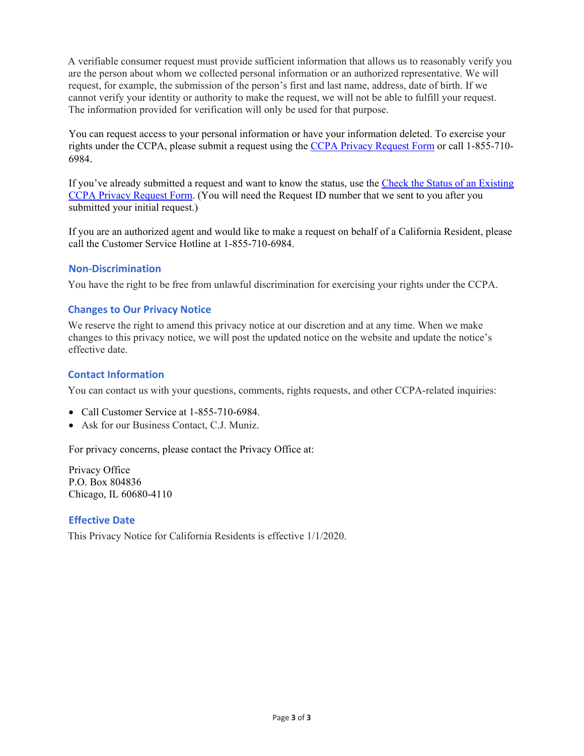A verifiable consumer request must provide sufficient information that allows us to reasonably verify you are the person about whom we collected personal information or an authorized representative. We will request, for example, the submission of the person's first and last name, address, date of birth. If we cannot verify your identity or authority to make the request, we will not be able to fulfill your request. The information provided for verification will only be used for that purpose.

You can request access to your personal information or have your information deleted. To exercise your rights under the CCPA, please submit a request using the CCPA Privacy Request Form or call 1-855-710-6984.

If you've already submitted a request and want to know the status, use the Check the Status of an Existing CCPA Privacy Request Form. (You will need the Request ID number that we sent to you after you submitted your initial request.)

If you are an authorized agent and would like to make a request on behalf of a California Resident, please call the Customer Service Hotline at 1-855-710-6984.

## Non-Discrimination

You have the right to be free from unlawful discrimination for exercising your rights under the CCPA.

## Changes to Our Privacy Notice

We reserve the right to amend this privacy notice at our discretion and at any time. When we make changes to this privacy notice, we will post the updated notice on the website and update the notice's effective date.

## Contact Information

You can contact us with your questions, comments, rights requests, and other CCPA-related inquiries:

- Call Customer Service at 1-855-710-6984.
- Ask for our Business Contact, C.J. Muniz.

For privacy concerns, please contact the Privacy Office at:

Privacy Office
P.O. Box 804836
Chicago, IL 60680-4110

## Effective Date

This Privacy Notice for California Residents is effective 1/1/2020.